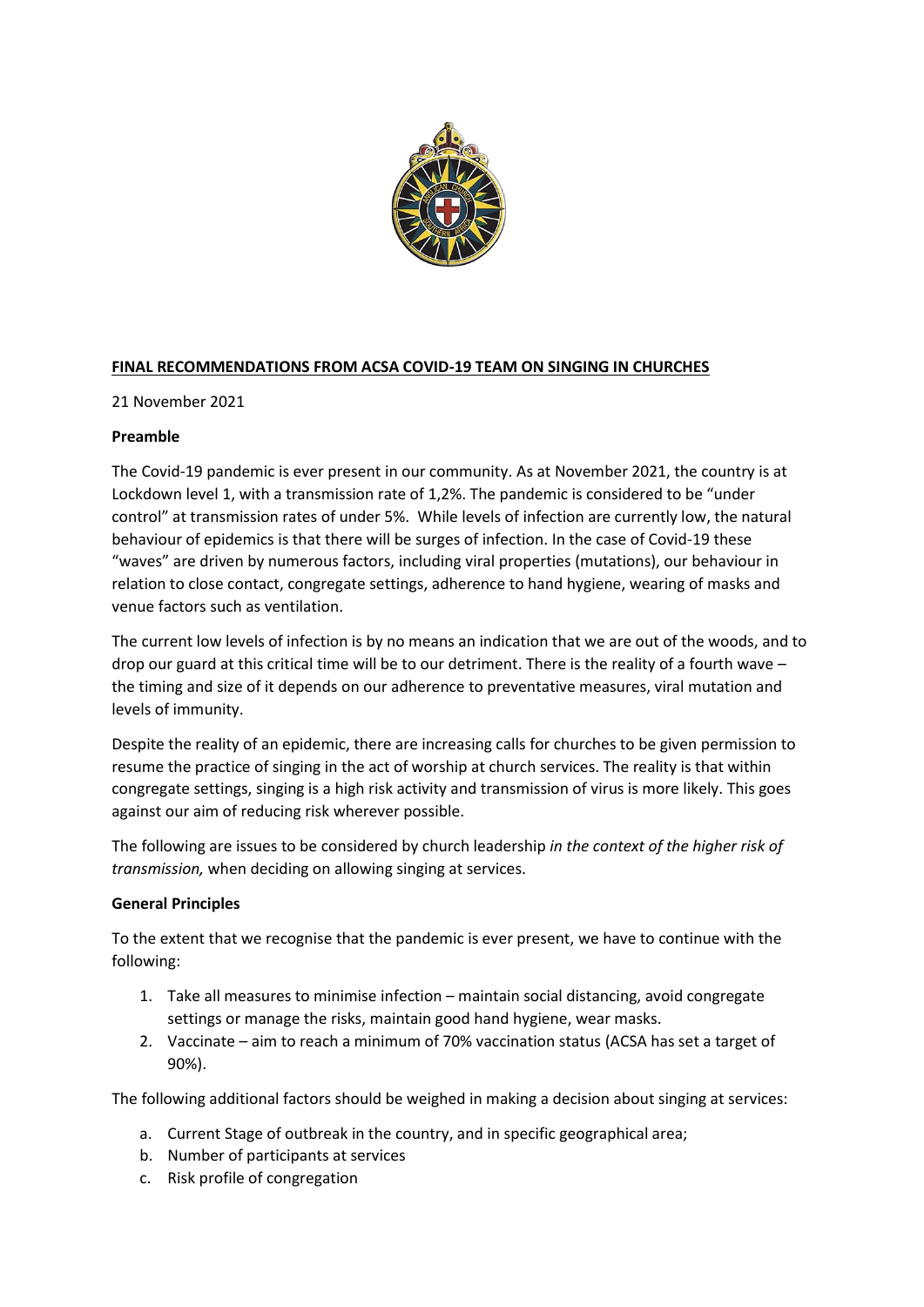**FINAL RECOMMENDATIONS FROM ACSA COVID-19 TEAM ON SINGING IN CHURCHES**

21 November 2021

**Preamble**

The Covid-19 pandemic is ever present in our community. As at November 2021, the country is at Lockdown level 1, with a transmission rate of 1,2%. The pandemic is considered to be "under control" at transmission rates of under 5%. While levels of infection are currently low, the natural behaviour of epidemics is that there will be surges of infection. In the case of Covid-19 these "waves" are driven by numerous factors, including viral properties (mutations), our behaviour in relation to close contact, congregate settings, adherence to hand hygiene, wearing of masks and venue factors such as ventilation.

The current low levels of infection is by no means an indication that we are out of the woods, and to drop our guard at this critical time will be to our detriment. There is the reality of a fourth wave – the timing and size of it depends on our adherence to preventative measures, viral mutation and levels of immunity.

Despite the reality of an epidemic, there are increasing calls for churches to be given permission to resume the practice of singing in the act of worship at church services. The reality is that within congregate settings, singing is a high risk activity and transmission of virus is more likely. This goes against our aim of reducing risk wherever possible.

The following are issues to be considered by church leadership *in the context of the higher risk of transmission,* when deciding on allowing singing at services.

**General Principles**

To the extent that we recognise that the pandemic is ever present, we have to continue with the following:

1. Take all measures to minimise infection – maintain social distancing, avoid congregate settings or manage the risks, maintain good hand hygiene, wear masks.
2. Vaccinate – aim to reach a minimum of 70% vaccination status (ACSA has set a target of 90%).

The following additional factors should be weighed in making a decision about singing at services:

a. Current Stage of outbreak in the country, and in specific geographical area;
b. Number of participants at services
c. Risk profile of congregation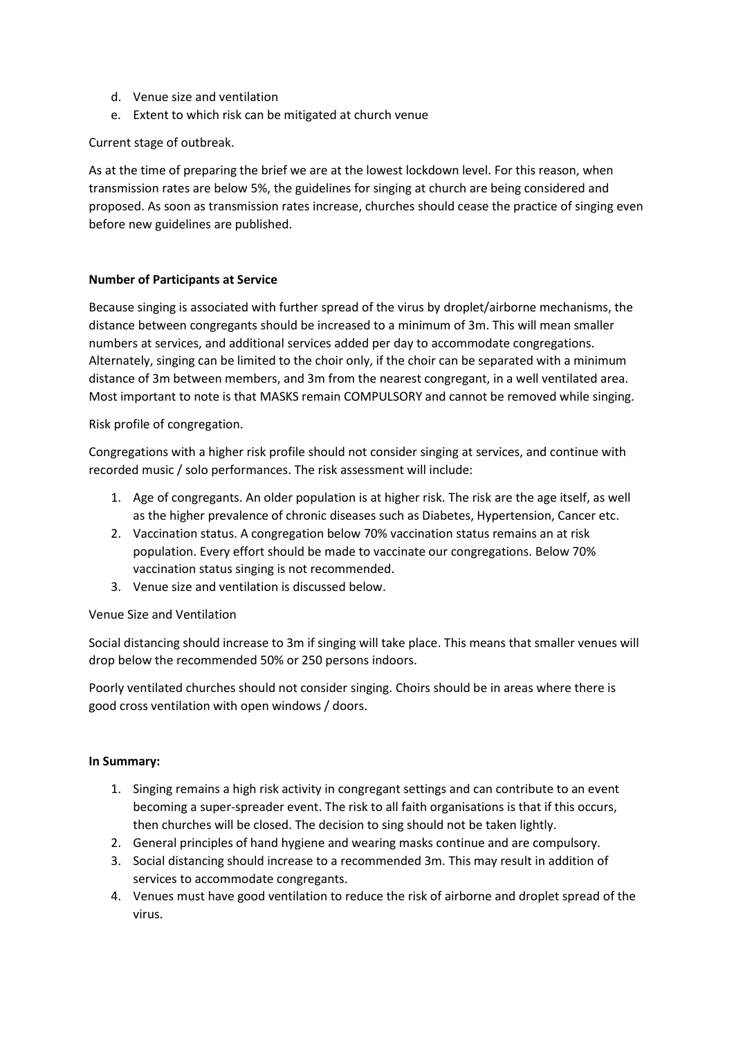d. Venue size and ventilation
e. Extent to which risk can be mitigated at church venue

Current stage of outbreak.

As at the time of preparing the brief we are at the lowest lockdown level. For this reason, when transmission rates are below 5%, the guidelines for singing at church are being considered and proposed. As soon as transmission rates increase, churches should cease the practice of singing even before new guidelines are published.

**Number of Participants at Service**

Because singing is associated with further spread of the virus by droplet/airborne mechanisms, the distance between congregants should be increased to a minimum of 3m. This will mean smaller numbers at services, and additional services added per day to accommodate congregations. Alternately, singing can be limited to the choir only, if the choir can be separated with a minimum distance of 3m between members, and 3m from the nearest congregant, in a well ventilated area. Most important to note is that MASKS remain COMPULSORY and cannot be removed while singing.

Risk profile of congregation.

Congregations with a higher risk profile should not consider singing at services, and continue with recorded music / solo performances. The risk assessment will include:

1. Age of congregants. An older population is at higher risk. The risk are the age itself, as well as the higher prevalence of chronic diseases such as Diabetes, Hypertension, Cancer etc.
2. Vaccination status. A congregation below 70% vaccination status remains an at risk population. Every effort should be made to vaccinate our congregations. Below 70% vaccination status singing is not recommended.
3. Venue size and ventilation is discussed below.

Venue Size and Ventilation

Social distancing should increase to 3m if singing will take place. This means that smaller venues will drop below the recommended 50% or 250 persons indoors.

Poorly ventilated churches should not consider singing. Choirs should be in areas where there is good cross ventilation with open windows / doors.

**In Summary:**

1. Singing remains a high risk activity in congregant settings and can contribute to an event becoming a super-spreader event. The risk to all faith organisations is that if this occurs, then churches will be closed. The decision to sing should not be taken lightly.
2. General principles of hand hygiene and wearing masks continue and are compulsory.
3. Social distancing should increase to a recommended 3m. This may result in addition of services to accommodate congregants.
4. Venues must have good ventilation to reduce the risk of airborne and droplet spread of the virus.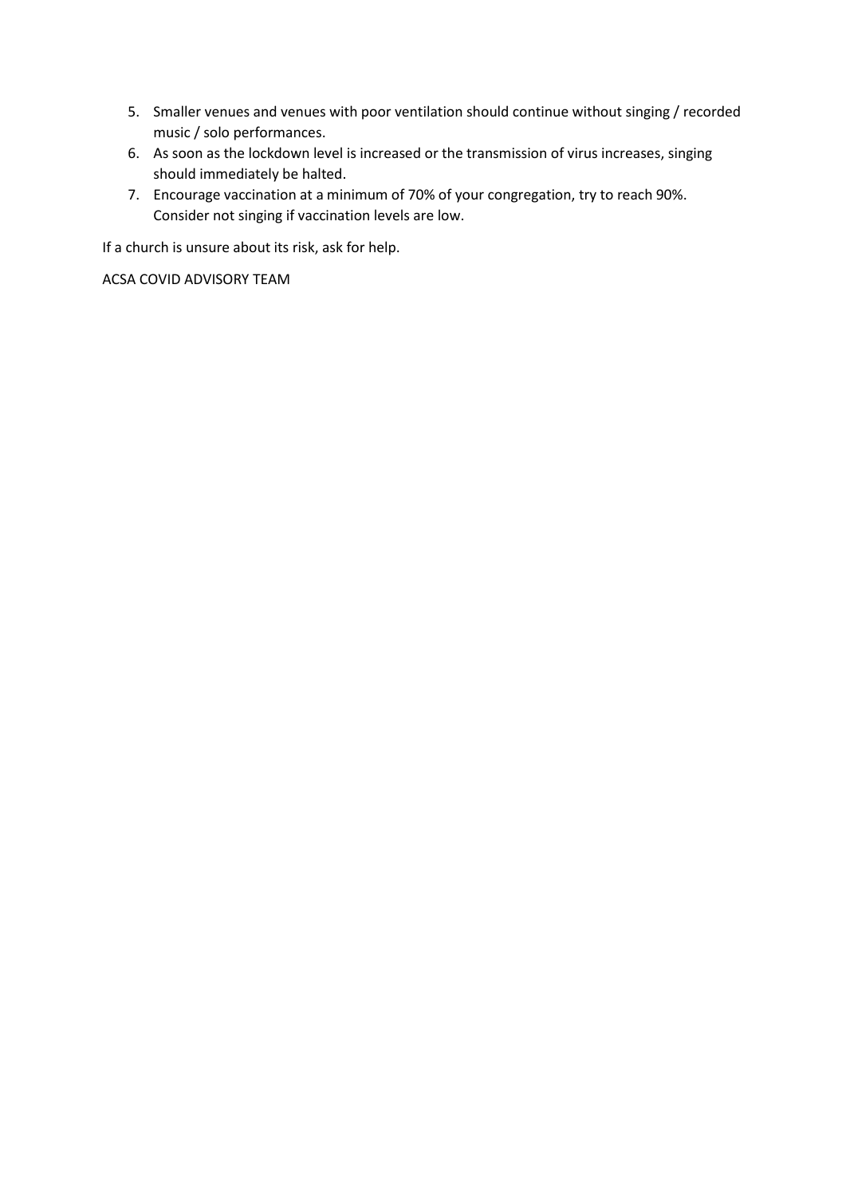5. Smaller venues and venues with poor ventilation should continue without singing / recorded music / solo performances.
6. As soon as the lockdown level is increased or the transmission of virus increases, singing should immediately be halted.
7. Encourage vaccination at a minimum of 70% of your congregation, try to reach 90%. Consider not singing if vaccination levels are low.

If a church is unsure about its risk, ask for help.

ACSA COVID ADVISORY TEAM